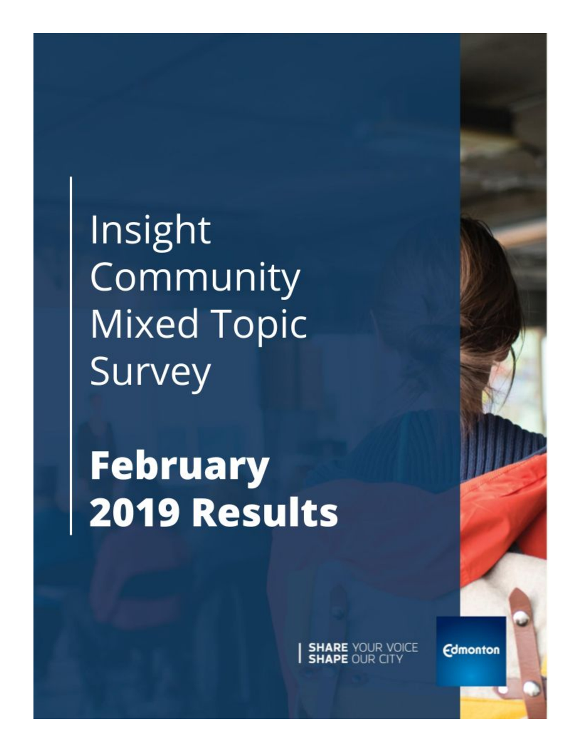# Insight Community Mixed Topic Survey

# February 2019 Results

SHARE YOUR VOICE
SHAPE OUR CITY

Edmonton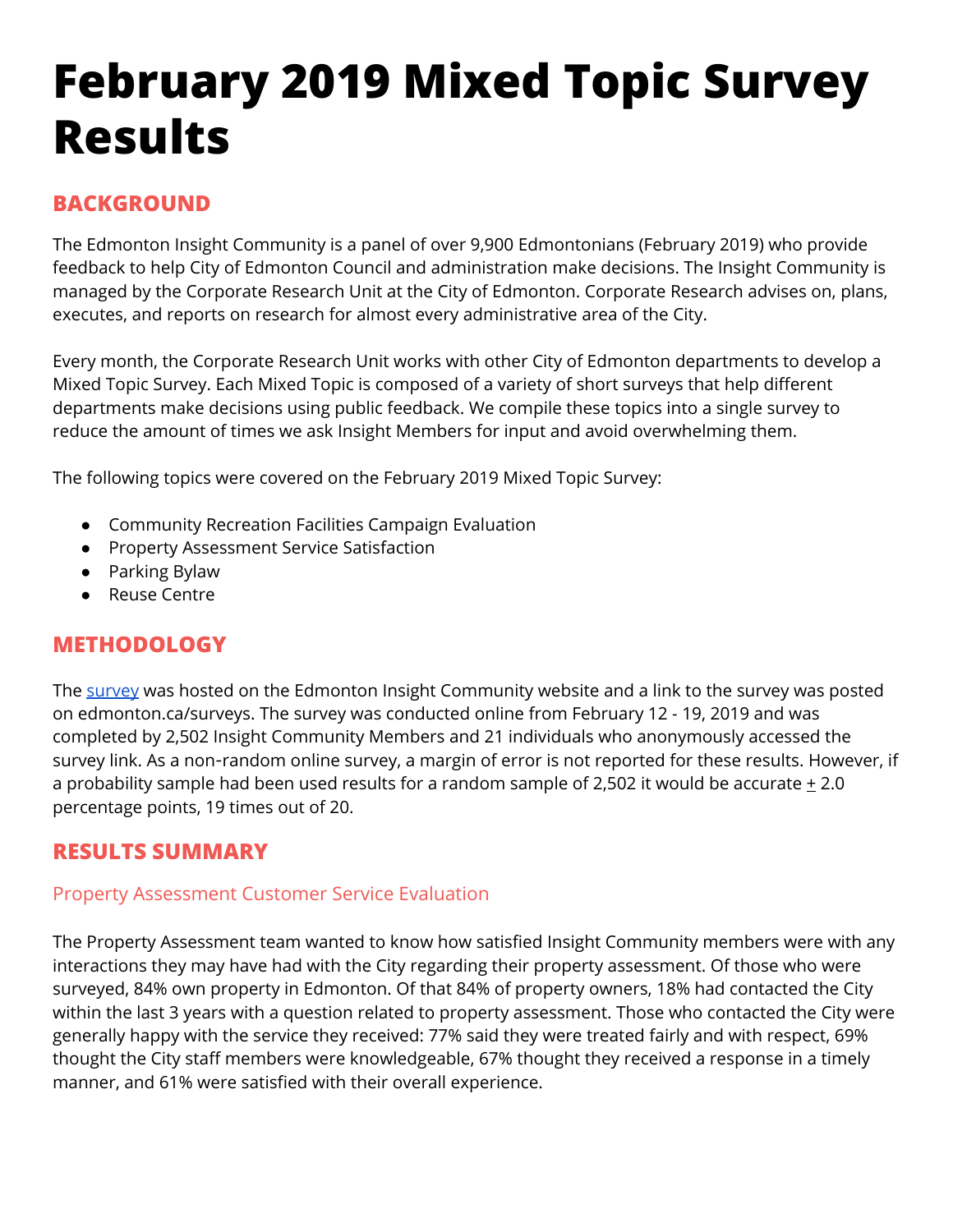# February 2019 Mixed Topic Survey Results

## BACKGROUND

The Edmonton Insight Community is a panel of over 9,900 Edmontonians (February 2019) who provide feedback to help City of Edmonton Council and administration make decisions. The Insight Community is managed by the Corporate Research Unit at the City of Edmonton. Corporate Research advises on, plans, executes, and reports on research for almost every administrative area of the City.

Every month, the Corporate Research Unit works with other City of Edmonton departments to develop a Mixed Topic Survey. Each Mixed Topic is composed of a variety of short surveys that help different departments make decisions using public feedback. We compile these topics into a single survey to reduce the amount of times we ask Insight Members for input and avoid overwhelming them.

The following topics were covered on the February 2019 Mixed Topic Survey:

- Community Recreation Facilities Campaign Evaluation
- Property Assessment Service Satisfaction
- Parking Bylaw
- Reuse Centre

## METHODOLOGY

The survey was hosted on the Edmonton Insight Community website and a link to the survey was posted on edmonton.ca/surveys. The survey was conducted online from February 12 - 19, 2019 and was completed by 2,502 Insight Community Members and 21 individuals who anonymously accessed the survey link. As a non-random online survey, a margin of error is not reported for these results. However, if a probability sample had been used results for a random sample of 2,502 it would be accurate ± 2.0 percentage points, 19 times out of 20.

## RESULTS SUMMARY

### Property Assessment Customer Service Evaluation

The Property Assessment team wanted to know how satisfied Insight Community members were with any interactions they may have had with the City regarding their property assessment. Of those who were surveyed, 84% own property in Edmonton. Of that 84% of property owners, 18% had contacted the City within the last 3 years with a question related to property assessment. Those who contacted the City were generally happy with the service they received: 77% said they were treated fairly and with respect, 69% thought the City staff members were knowledgeable, 67% thought they received a response in a timely manner, and 61% were satisfied with their overall experience.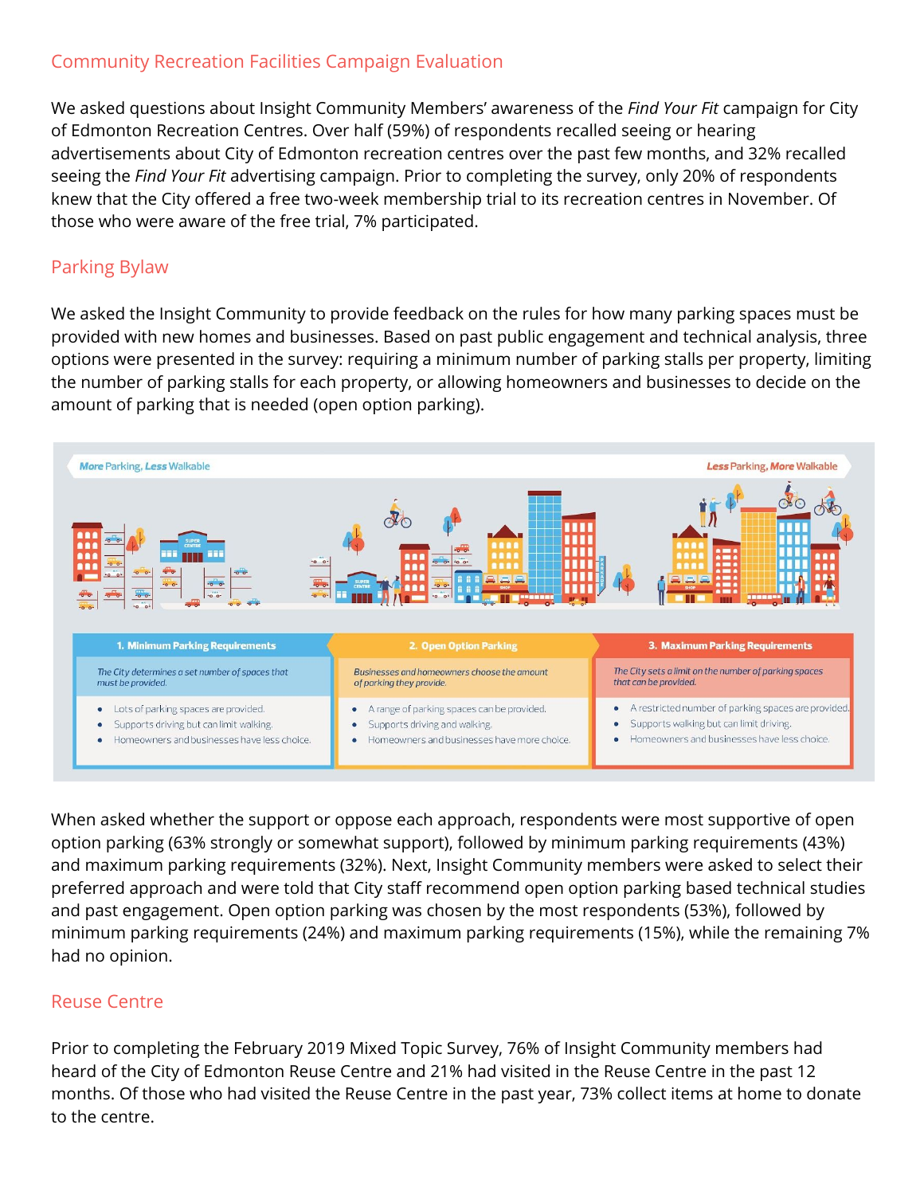## Community Recreation Facilities Campaign Evaluation

We asked questions about Insight Community Members' awareness of the *Find Your Fit* campaign for City of Edmonton Recreation Centres. Over half (59%) of respondents recalled seeing or hearing advertisements about City of Edmonton recreation centres over the past few months, and 32% recalled seeing the *Find Your Fit* advertising campaign. Prior to completing the survey, only 20% of respondents knew that the City offered a free two-week membership trial to its recreation centres in November. Of those who were aware of the free trial, 7% participated.

## Parking Bylaw

We asked the Insight Community to provide feedback on the rules for how many parking spaces must be provided with new homes and businesses. Based on past public engagement and technical analysis, three options were presented in the survey: requiring a minimum number of parking stalls per property, limiting the number of parking stalls for each property, or allowing homeowners and businesses to decide on the amount of parking that is needed (open option parking).

**More** Parking, **Less** Walkable — **Less** Parking, **More** Walkable

| 1. Minimum Parking Requirements | 2. Open Option Parking | 3. Maximum Parking Requirements |
| --- | --- | --- |
| *The City determines a set number of spaces that must be provided.* | *Businesses and homeowners choose the amount of parking they provide.* | *The City sets a limit on the number of parking spaces that can be provided.* |
| • Lots of parking spaces are provided.<br>• Supports driving but can limit walking.<br>• Homeowners and businesses have less choice. | • A range of parking spaces can be provided.<br>• Supports driving and walking.<br>• Homeowners and businesses have more choice. | • A restricted number of parking spaces are provided.<br>• Supports walking but can limit driving.<br>• Homeowners and businesses have less choice. |

When asked whether the support or oppose each approach, respondents were most supportive of open option parking (63% strongly or somewhat support), followed by minimum parking requirements (43%) and maximum parking requirements (32%). Next, Insight Community members were asked to select their preferred approach and were told that City staff recommend open option parking based technical studies and past engagement. Open option parking was chosen by the most respondents (53%), followed by minimum parking requirements (24%) and maximum parking requirements (15%), while the remaining 7% had no opinion.

## Reuse Centre

Prior to completing the February 2019 Mixed Topic Survey, 76% of Insight Community members had heard of the City of Edmonton Reuse Centre and 21% had visited in the Reuse Centre in the past 12 months. Of those who had visited the Reuse Centre in the past year, 73% collect items at home to donate to the centre.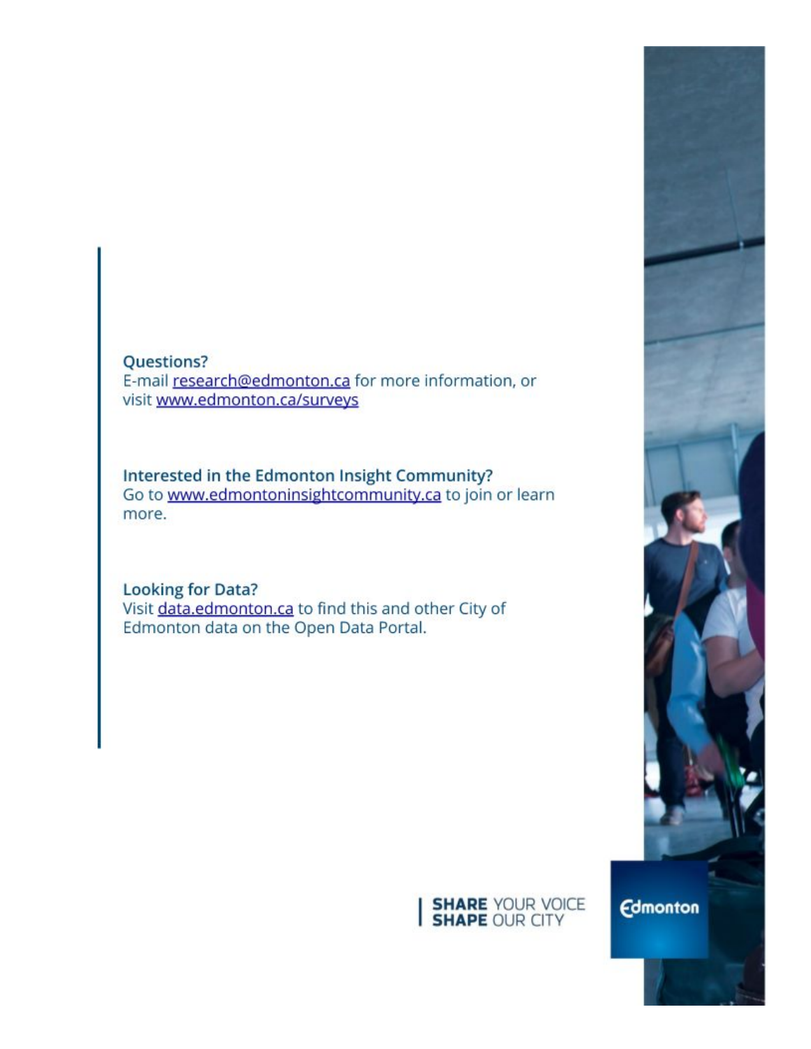**Questions?**
E-mail research@edmonton.ca for more information, or visit www.edmonton.ca/surveys

**Interested in the Edmonton Insight Community?**
Go to www.edmontoninsightcommunity.ca to join or learn more.

**Looking for Data?**
Visit data.edmonton.ca to find this and other City of Edmonton data on the Open Data Portal.

**SHARE** YOUR VOICE
**SHAPE** OUR CITY

Edmonton